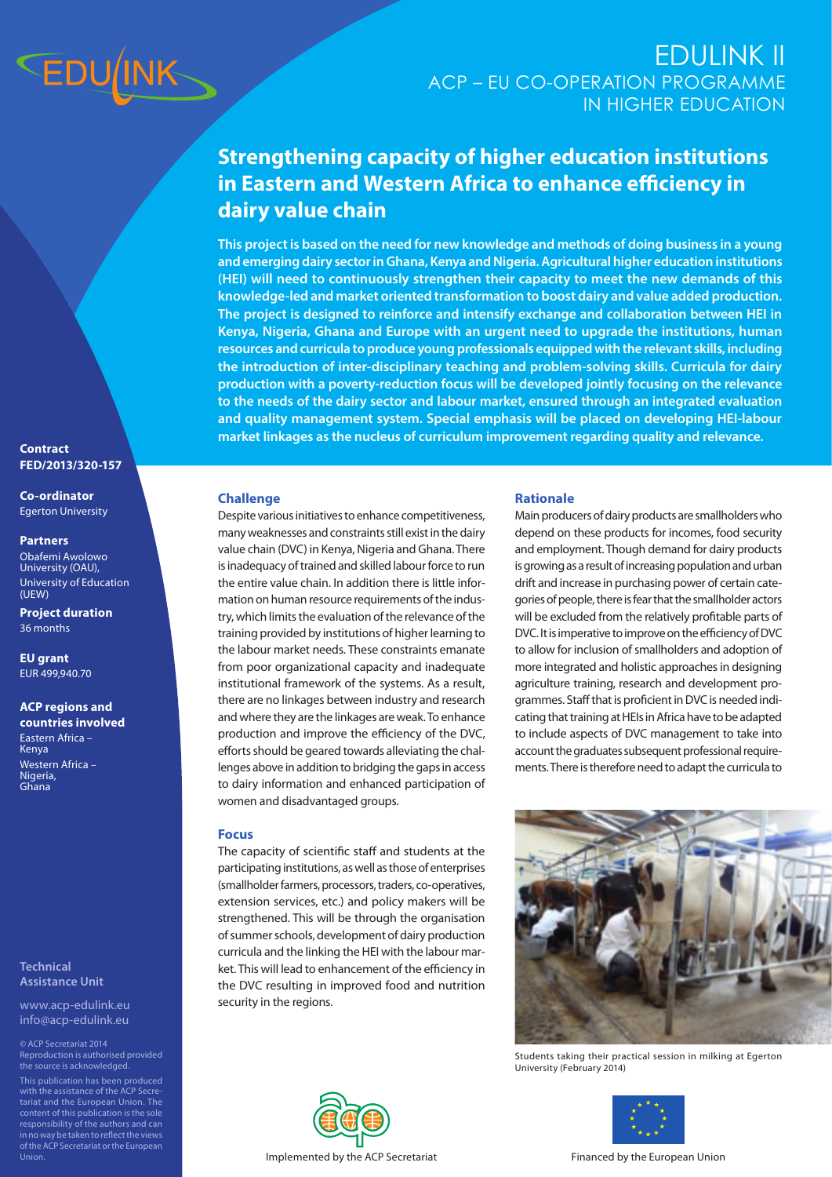# EDULINK II

ACP – EU CO-OPERATION PROGRAMME IN HIGHER EDUCATION

## Strengthening capacity of higher education institutions in Eastern and Western Africa to enhance efficiency in dairy value chain

**This project is based on the need for new knowledge and methods of doing business in a young and emerging dairy sector in Ghana, Kenya and Nigeria. Agricultural higher education institutions (HEI) will need to continuously strengthen their capacity to meet the new demands of this knowledge-led and market oriented transformation to boost dairy and value added production. The project is designed to reinforce and intensify exchange and collaboration between HEI in Kenya, Nigeria, Ghana and Europe with an urgent need to upgrade the institutions, human resources and curricula to produce young professionals equipped with the relevant skills, including the introduction of inter-disciplinary teaching and problem-solving skills. Curricula for dairy production with a poverty-reduction focus will be developed jointly focusing on the relevance to the needs of the dairy sector and labour market, ensured through an integrated evaluation and quality management system. Special emphasis will be placed on developing HEI-labour market linkages as the nucleus of curriculum improvement regarding quality and relevance.**

**Contract**
FED/2013/320-157

**Co-ordinator**
Egerton University

**Partners**
Obafemi Awolowo University (OAU),
University of Education (UEW)

**Project duration**
36 months

**EU grant**
EUR 499,940.70

**ACP regions and countries involved**
Eastern Africa – Kenya
Western Africa – Nigeria, Ghana

### Challenge

Despite various initiatives to enhance competitiveness, many weaknesses and constraints still exist in the dairy value chain (DVC) in Kenya, Nigeria and Ghana. There is inadequacy of trained and skilled labour force to run the entire value chain. In addition there is little information on human resource requirements of the industry, which limits the evaluation of the relevance of the training provided by institutions of higher learning to the labour market needs. These constraints emanate from poor organizational capacity and inadequate institutional framework of the systems. As a result, there are no linkages between industry and research and where they are the linkages are weak. To enhance production and improve the efficiency of the DVC, efforts should be geared towards alleviating the challenges above in addition to bridging the gaps in access to dairy information and enhanced participation of women and disadvantaged groups.

### Focus

The capacity of scientific staff and students at the participating institutions, as well as those of enterprises (smallholder farmers, processors, traders, co-operatives, extension services, etc.) and policy makers will be strengthened. This will be through the organisation of summer schools, development of dairy production curricula and the linking the HEI with the labour market. This will lead to enhancement of the efficiency in the DVC resulting in improved food and nutrition security in the regions.

### Rationale

Main producers of dairy products are smallholders who depend on these products for incomes, food security and employment. Though demand for dairy products is growing as a result of increasing population and urban drift and increase in purchasing power of certain categories of people, there is fear that the smallholder actors will be excluded from the relatively profitable parts of DVC. It is imperative to improve on the efficiency of DVC to allow for inclusion of smallholders and adoption of more integrated and holistic approaches in designing agriculture training, research and development programmes. Staff that is proficient in DVC is needed indicating that training at HEIs in Africa have to be adapted to include aspects of DVC management to take into account the graduates subsequent professional requirements. There is therefore need to adapt the curricula to

Students taking their practical session in milking at Egerton University (February 2014)

**Technical Assistance Unit**

www.acp-edulink.eu
info@acp-edulink.eu

© ACP Secretariat 2014
Reproduction is authorised provided the source is acknowledged.

This publication has been produced with the assistance of the ACP Secretariat and the European Union. The content of this publication is the sole responsibility of the authors and can in no way be taken to reflect the views of the ACP Secretariat or the European Union.

Implemented by the ACP Secretariat

Financed by the European Union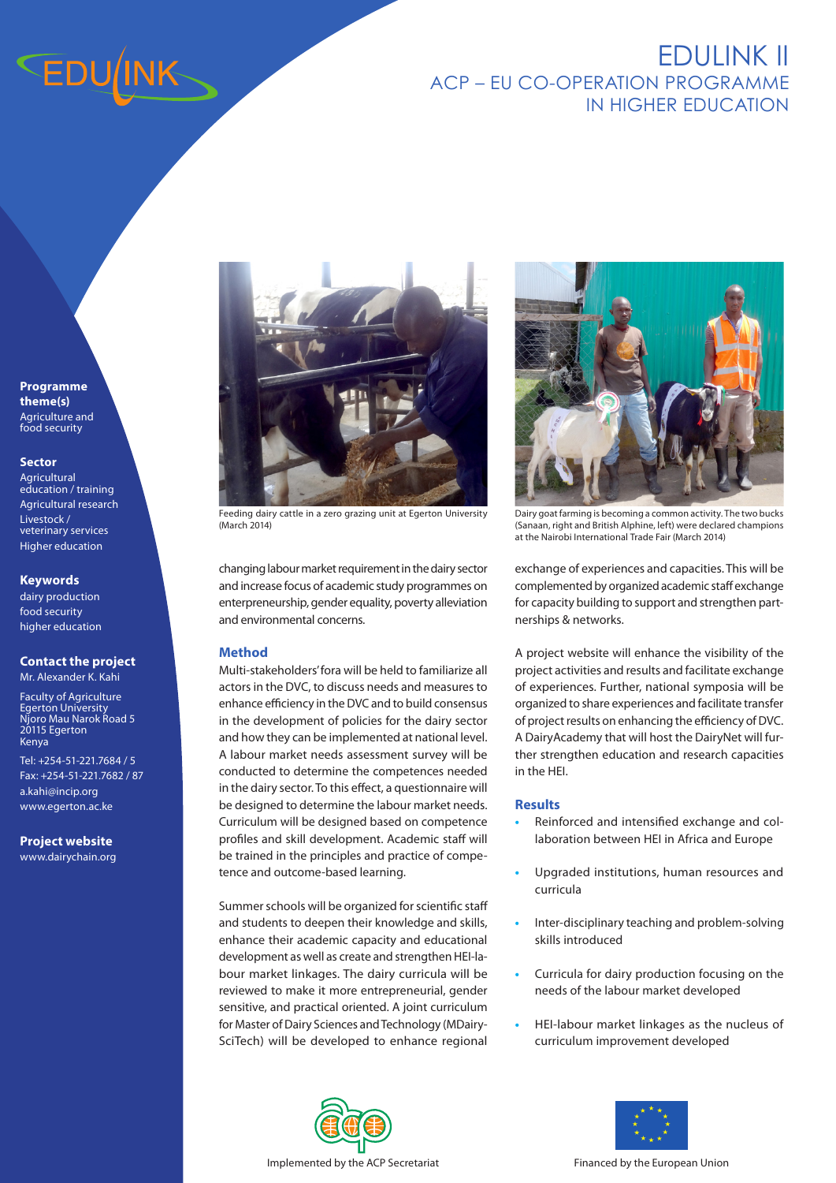# EDULINK II
## ACP – EU CO-OPERATION PROGRAMME IN HIGHER EDUCATION

**Programme theme(s)**
Agriculture and food security

**Sector**
Agricultural education / training
Agricultural research
Livestock / veterinary services
Higher education

**Keywords**
dairy production
food security
higher education

**Contact the project**
Mr. Alexander K. Kahi

Faculty of Agriculture
Egerton University
Njoro Mau Narok Road 5
20115 Egerton
Kenya

Tel: +254-51-221.7684 / 5
Fax: +254-51-221.7682 / 87
a.kahi@incip.org
www.egerton.ac.ke

**Project website**
www.dairychain.org

Feeding dairy cattle in a zero grazing unit at Egerton University (March 2014)

Dairy goat farming is becoming a common activity. The two bucks (Sanaan, right and British Alphine, left) were declared champions at the Nairobi International Trade Fair (March 2014)

changing labour market requirement in the dairy sector and increase focus of academic study programmes on enterpreneurship, gender equality, poverty alleviation and environmental concerns.

### Method

Multi-stakeholders' fora will be held to familiarize all actors in the DVC, to discuss needs and measures to enhance efficiency in the DVC and to build consensus in the development of policies for the dairy sector and how they can be implemented at national level. A labour market needs assessment survey will be conducted to determine the competences needed in the dairy sector. To this effect, a questionnaire will be designed to determine the labour market needs. Curriculum will be designed based on competence profiles and skill development. Academic staff will be trained in the principles and practice of competence and outcome-based learning.

Summer schools will be organized for scientific staff and students to deepen their knowledge and skills, enhance their academic capacity and educational development as well as create and strengthen HEI-labour market linkages. The dairy curricula will be reviewed to make it more entrepreneurial, gender sensitive, and practical oriented. A joint curriculum for Master of Dairy Sciences and Technology (MDairy-SciTech) will be developed to enhance regional exchange of experiences and capacities. This will be complemented by organized academic staff exchange for capacity building to support and strengthen partnerships & networks.

A project website will enhance the visibility of the project activities and results and facilitate exchange of experiences. Further, national symposia will be organized to share experiences and facilitate transfer of project results on enhancing the efficiency of DVC. A DairyAcademy that will host the DairyNet will further strengthen education and research capacities in the HEI.

### Results

- Reinforced and intensified exchange and collaboration between HEI in Africa and Europe
- Upgraded institutions, human resources and curricula
- Inter-disciplinary teaching and problem-solving skills introduced
- Curricula for dairy production focusing on the needs of the labour market developed
- HEI-labour market linkages as the nucleus of curriculum improvement developed

Implemented by the ACP Secretariat

Financed by the European Union